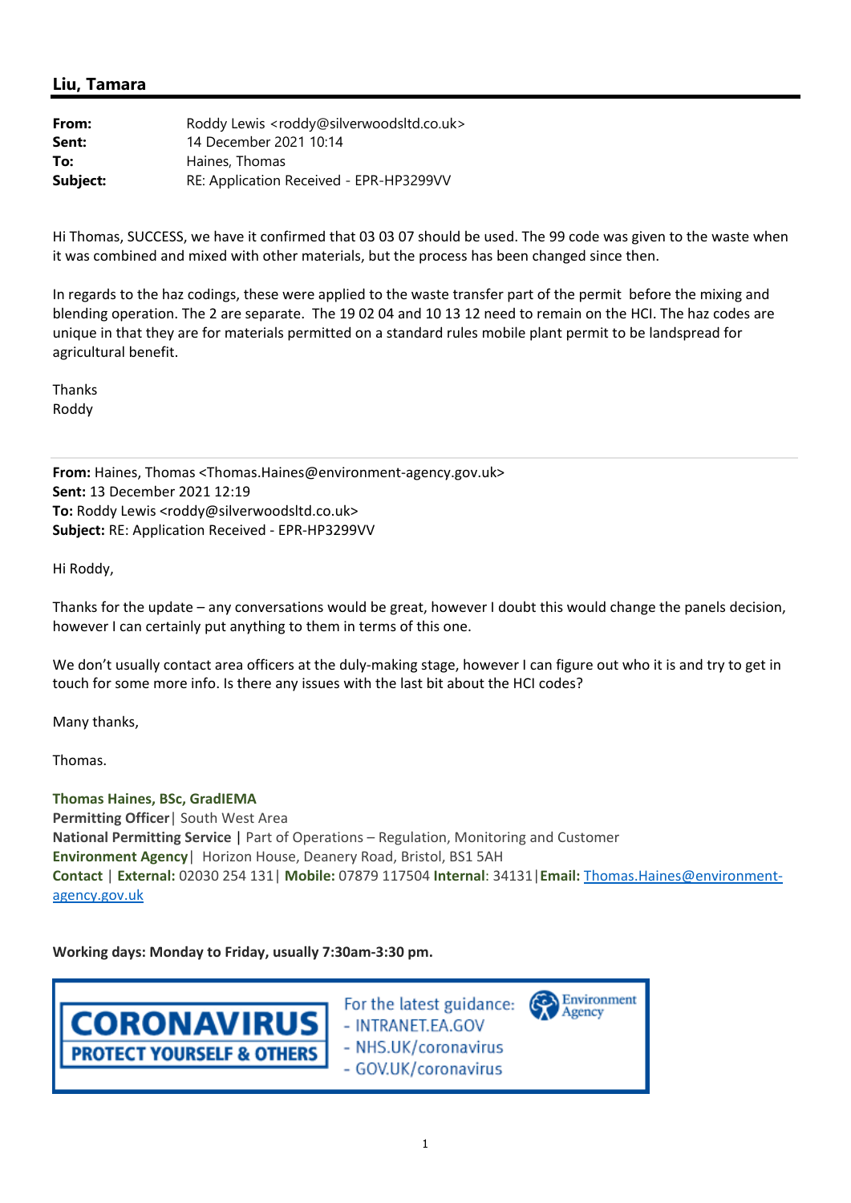## Liu, Tamara

| | |
|---|---|
| **From:** | Roddy Lewis <roddy@silverwoodsltd.co.uk> |
| **Sent:** | 14 December 2021 10:14 |
| **To:** | Haines, Thomas |
| **Subject:** | RE: Application Received - EPR-HP3299VV |

Hi Thomas, SUCCESS, we have it confirmed that 03 03 07 should be used. The 99 code was given to the waste when it was combined and mixed with other materials, but the process has been changed since then.

In regards to the haz codings, these were applied to the waste transfer part of the permit before the mixing and blending operation. The 2 are separate. The 19 02 04 and 10 13 12 need to remain on the HCI. The haz codes are unique in that they are for materials permitted on a standard rules mobile plant permit to be landspread for agricultural benefit.

Thanks
Roddy

---

**From:** Haines, Thomas <Thomas.Haines@environment-agency.gov.uk>
**Sent:** 13 December 2021 12:19
**To:** Roddy Lewis <roddy@silverwoodsltd.co.uk>
**Subject:** RE: Application Received - EPR-HP3299VV

Hi Roddy,

Thanks for the update – any conversations would be great, however I doubt this would change the panels decision, however I can certainly put anything to them in terms of this one.

We don't usually contact area officers at the duly-making stage, however I can figure out who it is and try to get in touch for some more info. Is there any issues with the last bit about the HCI codes?

Many thanks,

Thomas.

**Thomas Haines, BSc, GradIEMA**
**Permitting Officer**| South West Area
**National Permitting Service |** Part of Operations – Regulation, Monitoring and Customer
**Environment Agency**| Horizon House, Deanery Road, Bristol, BS1 5AH
**Contact** | **External:** 02030 254 131| **Mobile:** 07879 117504 **Internal**: 34131|**Email:** Thomas.Haines@environment-agency.gov.uk

**Working days: Monday to Friday, usually 7:30am-3:30 pm.**

CORONAVIRUS
PROTECT YOURSELF & OTHERS

For the latest guidance:
- INTRANET.EA.GOV
- NHS.UK/coronavirus
- GOV.UK/coronavirus

Environment Agency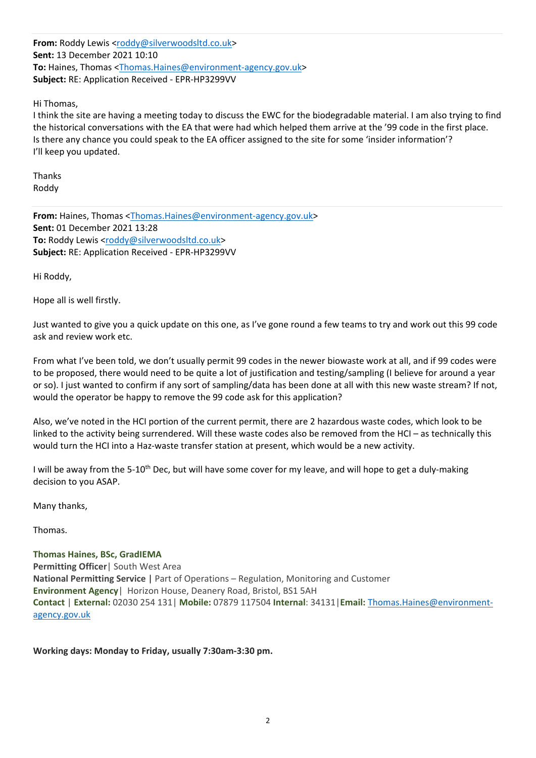**From:** Roddy Lewis <roddy@silverwoodsltd.co.uk>
**Sent:** 13 December 2021 10:10
**To:** Haines, Thomas <Thomas.Haines@environment-agency.gov.uk>
**Subject:** RE: Application Received - EPR-HP3299VV

Hi Thomas,
I think the site are having a meeting today to discuss the EWC for the biodegradable material. I am also trying to find the historical conversations with the EA that were had which helped them arrive at the '99 code in the first place. Is there any chance you could speak to the EA officer assigned to the site for some 'insider information'?
I'll keep you updated.

Thanks
Roddy

---

**From:** Haines, Thomas <Thomas.Haines@environment-agency.gov.uk>
**Sent:** 01 December 2021 13:28
**To:** Roddy Lewis <roddy@silverwoodsltd.co.uk>
**Subject:** RE: Application Received - EPR-HP3299VV

Hi Roddy,

Hope all is well firstly.

Just wanted to give you a quick update on this one, as I've gone round a few teams to try and work out this 99 code ask and review work etc.

From what I've been told, we don't usually permit 99 codes in the newer biowaste work at all, and if 99 codes were to be proposed, there would need to be quite a lot of justification and testing/sampling (I believe for around a year or so). I just wanted to confirm if any sort of sampling/data has been done at all with this new waste stream? If not, would the operator be happy to remove the 99 code ask for this application?

Also, we've noted in the HCI portion of the current permit, there are 2 hazardous waste codes, which look to be linked to the activity being surrendered. Will these waste codes also be removed from the HCI – as technically this would turn the HCI into a Haz-waste transfer station at present, which would be a new activity.

I will be away from the 5-10th Dec, but will have some cover for my leave, and will hope to get a duly-making decision to you ASAP.

Many thanks,

Thomas.

**Thomas Haines, BSc, GradIEMA**
**Permitting Officer**| South West Area
**National Permitting Service |** Part of Operations – Regulation, Monitoring and Customer
**Environment Agency**| Horizon House, Deanery Road, Bristol, BS1 5AH
**Contact** | **External:** 02030 254 131| **Mobile:** 07879 117504 **Internal**: 34131|**Email:** Thomas.Haines@environment-agency.gov.uk

**Working days: Monday to Friday, usually 7:30am-3:30 pm.**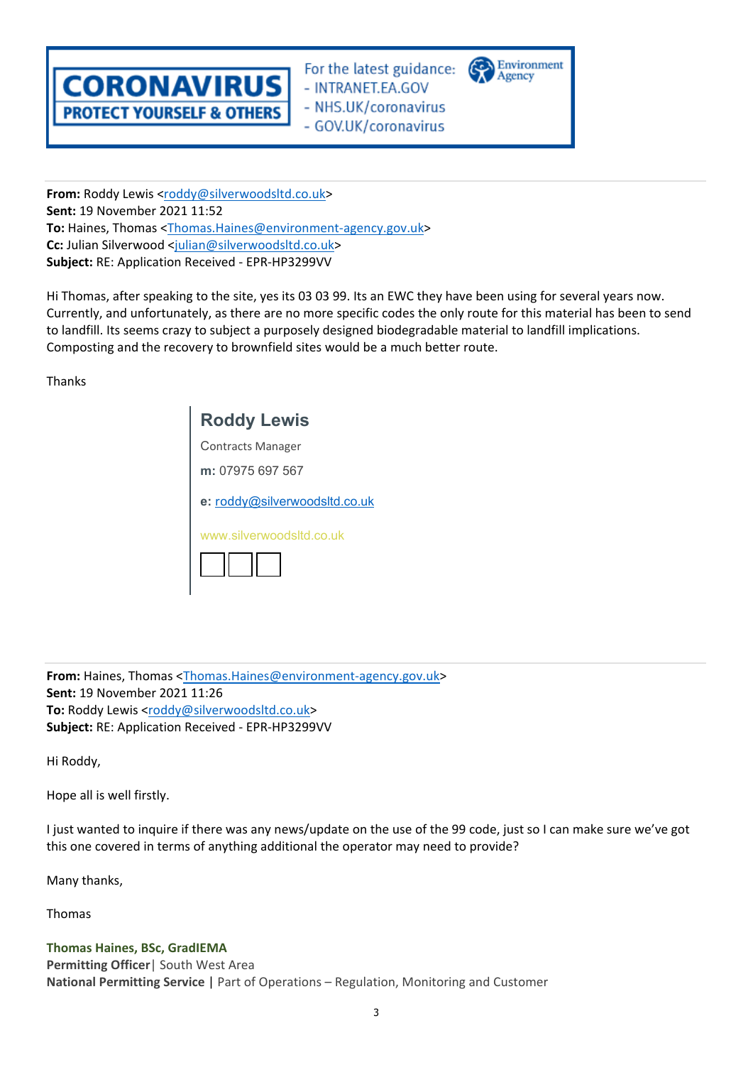CORONAVIRUS
PROTECT YOURSELF & OTHERS

For the latest guidance:
- INTRANET.EA.GOV
- NHS.UK/coronavirus
- GOV.UK/coronavirus

Environment Agency

---

**From:** Roddy Lewis <roddy@silverwoodsltd.co.uk>
**Sent:** 19 November 2021 11:52
**To:** Haines, Thomas <Thomas.Haines@environment-agency.gov.uk>
**Cc:** Julian Silverwood <julian@silverwoodsltd.co.uk>
**Subject:** RE: Application Received - EPR-HP3299VV

Hi Thomas, after speaking to the site, yes its 03 03 99. Its an EWC they have been using for several years now. Currently, and unfortunately, as there are no more specific codes the only route for this material has been to send to landfill. Its seems crazy to subject a purposely designed biodegradable material to landfill implications. Composting and the recovery to brownfield sites would be a much better route.

Thanks

**Roddy Lewis**
Contracts Manager
**m:** 07975 697 567
**e:** roddy@silverwoodsltd.co.uk
www.silverwoodsltd.co.uk

---

**From:** Haines, Thomas <Thomas.Haines@environment-agency.gov.uk>
**Sent:** 19 November 2021 11:26
**To:** Roddy Lewis <roddy@silverwoodsltd.co.uk>
**Subject:** RE: Application Received - EPR-HP3299VV

Hi Roddy,

Hope all is well firstly.

I just wanted to inquire if there was any news/update on the use of the 99 code, just so I can make sure we've got this one covered in terms of anything additional the operator may need to provide?

Many thanks,

Thomas

**Thomas Haines, BSc, GradIEMA**
**Permitting Officer**| South West Area
**National Permitting Service** | Part of Operations – Regulation, Monitoring and Customer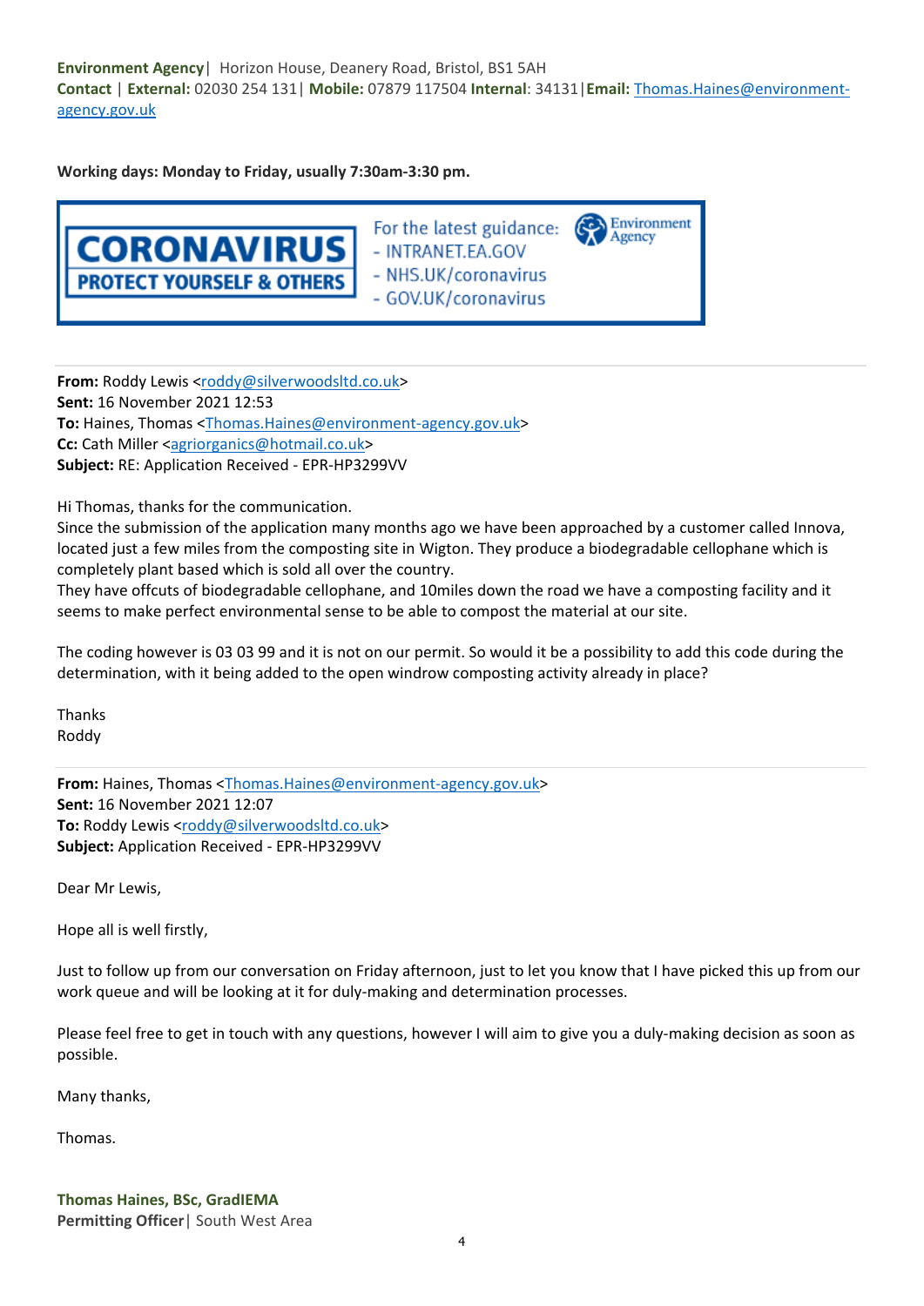**Environment Agency**| Horizon House, Deanery Road, Bristol, BS1 5AH
**Contact** | **External:** 02030 254 131| **Mobile:** 07879 117504 **Internal**: 34131|**Email:** Thomas.Haines@environment-agency.gov.uk

**Working days: Monday to Friday, usually 7:30am-3:30 pm.**

CORONAVIRUS
PROTECT YOURSELF & OTHERS

For the latest guidance:
- INTRANET.EA.GOV
- NHS.UK/coronavirus
- GOV.UK/coronavirus

Environment Agency

---

**From:** Roddy Lewis <roddy@silverwoodsltd.co.uk>
**Sent:** 16 November 2021 12:53
**To:** Haines, Thomas <Thomas.Haines@environment-agency.gov.uk>
**Cc:** Cath Miller <agriorganics@hotmail.co.uk>
**Subject:** RE: Application Received - EPR-HP3299VV

Hi Thomas, thanks for the communication.
Since the submission of the application many months ago we have been approached by a customer called Innova, located just a few miles from the composting site in Wigton. They produce a biodegradable cellophane which is completely plant based which is sold all over the country.
They have offcuts of biodegradable cellophane, and 10miles down the road we have a composting facility and it seems to make perfect environmental sense to be able to compost the material at our site.

The coding however is 03 03 99 and it is not on our permit. So would it be a possibility to add this code during the determination, with it being added to the open windrow composting activity already in place?

Thanks
Roddy

---

**From:** Haines, Thomas <Thomas.Haines@environment-agency.gov.uk>
**Sent:** 16 November 2021 12:07
**To:** Roddy Lewis <roddy@silverwoodsltd.co.uk>
**Subject:** Application Received - EPR-HP3299VV

Dear Mr Lewis,

Hope all is well firstly,

Just to follow up from our conversation on Friday afternoon, just to let you know that I have picked this up from our work queue and will be looking at it for duly-making and determination processes.

Please feel free to get in touch with any questions, however I will aim to give you a duly-making decision as soon as possible.

Many thanks,

Thomas.

**Thomas Haines, BSc, GradIEMA**
**Permitting Officer**| South West Area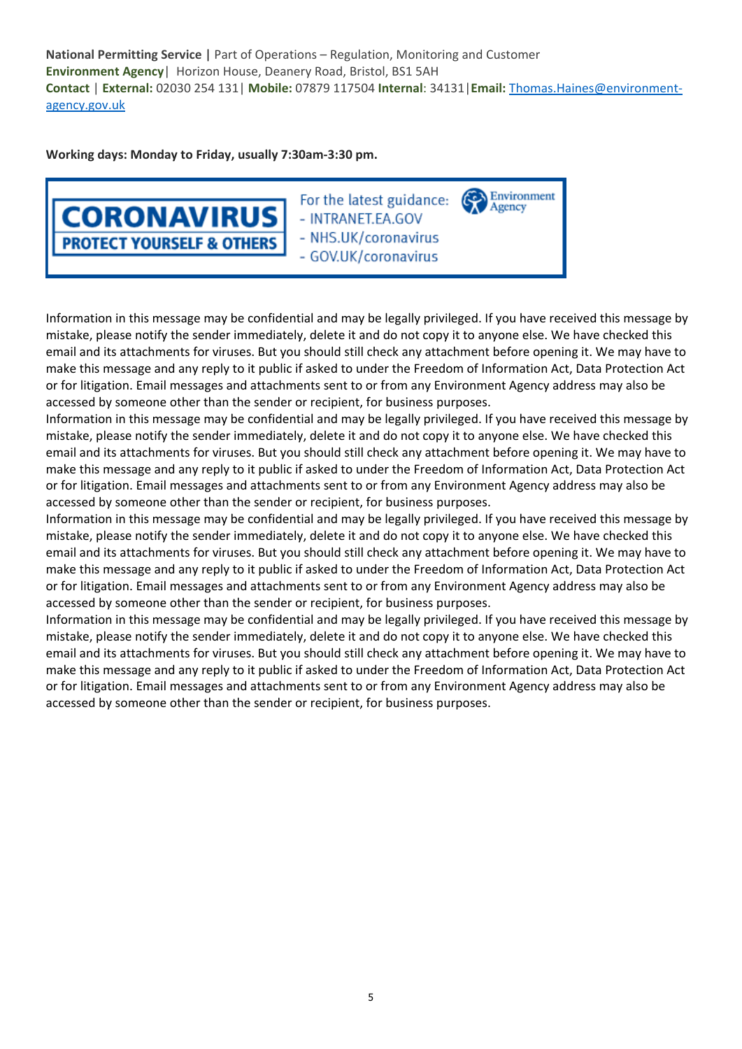**National Permitting Service |** Part of Operations – Regulation, Monitoring and Customer
**Environment Agency**| Horizon House, Deanery Road, Bristol, BS1 5AH
**Contact** | **External:** 02030 254 131| **Mobile:** 07879 117504 **Internal**: 34131|**Email:** Thomas.Haines@environment-agency.gov.uk

**Working days: Monday to Friday, usually 7:30am-3:30 pm.**

CORONAVIRUS
PROTECT YOURSELF & OTHERS

For the latest guidance:
- INTRANET.EA.GOV
- NHS.UK/coronavirus
- GOV.UK/coronavirus

Environment Agency

Information in this message may be confidential and may be legally privileged. If you have received this message by mistake, please notify the sender immediately, delete it and do not copy it to anyone else. We have checked this email and its attachments for viruses. But you should still check any attachment before opening it. We may have to make this message and any reply to it public if asked to under the Freedom of Information Act, Data Protection Act or for litigation. Email messages and attachments sent to or from any Environment Agency address may also be accessed by someone other than the sender or recipient, for business purposes.
Information in this message may be confidential and may be legally privileged. If you have received this message by mistake, please notify the sender immediately, delete it and do not copy it to anyone else. We have checked this email and its attachments for viruses. But you should still check any attachment before opening it. We may have to make this message and any reply to it public if asked to under the Freedom of Information Act, Data Protection Act or for litigation. Email messages and attachments sent to or from any Environment Agency address may also be accessed by someone other than the sender or recipient, for business purposes.
Information in this message may be confidential and may be legally privileged. If you have received this message by mistake, please notify the sender immediately, delete it and do not copy it to anyone else. We have checked this email and its attachments for viruses. But you should still check any attachment before opening it. We may have to make this message and any reply to it public if asked to under the Freedom of Information Act, Data Protection Act or for litigation. Email messages and attachments sent to or from any Environment Agency address may also be accessed by someone other than the sender or recipient, for business purposes.
Information in this message may be confidential and may be legally privileged. If you have received this message by mistake, please notify the sender immediately, delete it and do not copy it to anyone else. We have checked this email and its attachments for viruses. But you should still check any attachment before opening it. We may have to make this message and any reply to it public if asked to under the Freedom of Information Act, Data Protection Act or for litigation. Email messages and attachments sent to or from any Environment Agency address may also be accessed by someone other than the sender or recipient, for business purposes.